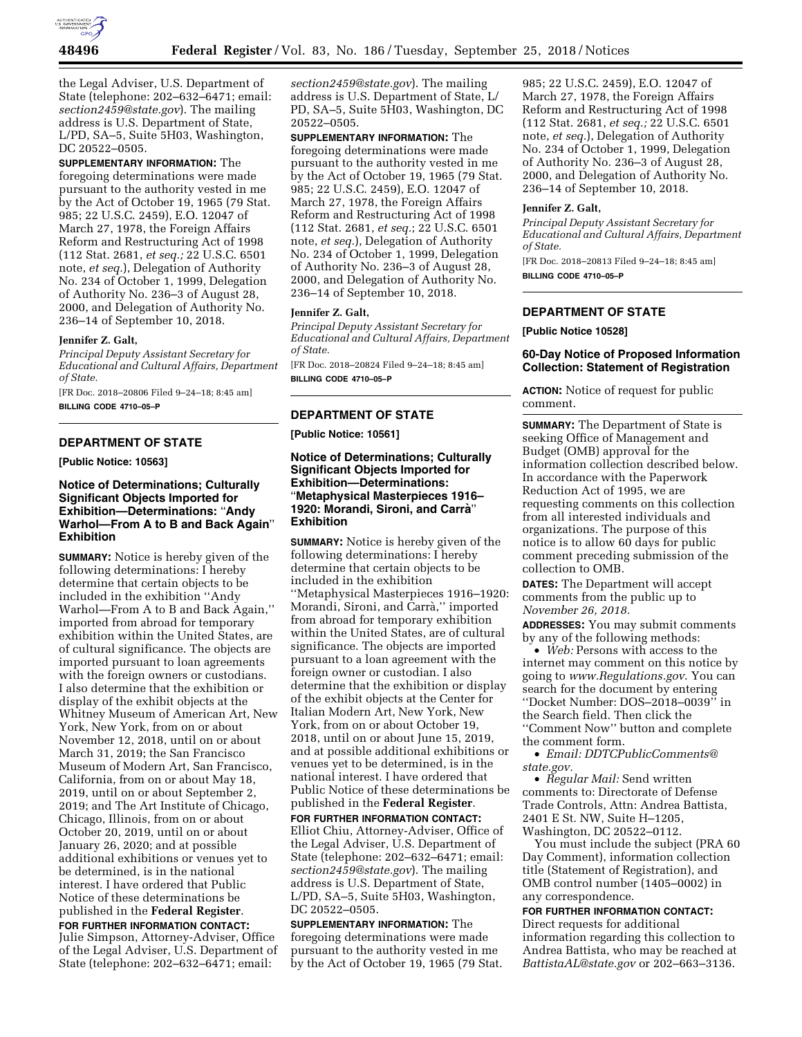the Legal Adviser, U.S. Department of State (telephone: 202–632–6471; email: *section2459@state.gov*). The mailing address is U.S. Department of State, L/PD, SA–5, Suite 5H03, Washington, DC 20522–0505.

**SUPPLEMENTARY INFORMATION:** The foregoing determinations were made pursuant to the authority vested in me by the Act of October 19, 1965 (79 Stat. 985; 22 U.S.C. 2459), E.O. 12047 of March 27, 1978, the Foreign Affairs Reform and Restructuring Act of 1998 (112 Stat. 2681, *et seq.;* 22 U.S.C. 6501 note, *et seq.*), Delegation of Authority No. 234 of October 1, 1999, Delegation of Authority No. 236–3 of August 28, 2000, and Delegation of Authority No. 236–14 of September 10, 2018.

**Jennifer Z. Galt,**

*Principal Deputy Assistant Secretary for Educational and Cultural Affairs, Department of State.*

[FR Doc. 2018–20806 Filed 9–24–18; 8:45 am]

**BILLING CODE 4710–05–P**

---

## DEPARTMENT OF STATE

**[Public Notice: 10563]**

### Notice of Determinations; Culturally Significant Objects Imported for Exhibition—Determinations: "Andy Warhol—From A to B and Back Again" Exhibition

**SUMMARY:** Notice is hereby given of the following determinations: I hereby determine that certain objects to be included in the exhibition "Andy Warhol—From A to B and Back Again," imported from abroad for temporary exhibition within the United States, are of cultural significance. The objects are imported pursuant to loan agreements with the foreign owners or custodians. I also determine that the exhibition or display of the exhibit objects at the Whitney Museum of American Art, New York, New York, from on or about November 12, 2018, until on or about March 31, 2019; the San Francisco Museum of Modern Art, San Francisco, California, from on or about May 18, 2019, until on or about September 2, 2019; and The Art Institute of Chicago, Chicago, Illinois, from on or about October 20, 2019, until on or about January 26, 2020; and at possible additional exhibitions or venues yet to be determined, is in the national interest. I have ordered that Public Notice of these determinations be published in the **Federal Register**.

**FOR FURTHER INFORMATION CONTACT:** Julie Simpson, Attorney-Adviser, Office of the Legal Adviser, U.S. Department of State (telephone: 202–632–6471; email: *section2459@state.gov*). The mailing address is U.S. Department of State, L/PD, SA–5, Suite 5H03, Washington, DC 20522–0505.

**SUPPLEMENTARY INFORMATION:** The foregoing determinations were made pursuant to the authority vested in me by the Act of October 19, 1965 (79 Stat. 985; 22 U.S.C. 2459), E.O. 12047 of March 27, 1978, the Foreign Affairs Reform and Restructuring Act of 1998 (112 Stat. 2681, *et seq.*; 22 U.S.C. 6501 note, *et seq.*), Delegation of Authority No. 234 of October 1, 1999, Delegation of Authority No. 236–3 of August 28, 2000, and Delegation of Authority No. 236–14 of September 10, 2018.

**Jennifer Z. Galt,**

*Principal Deputy Assistant Secretary for Educational and Cultural Affairs, Department of State.*

[FR Doc. 2018–20824 Filed 9–24–18; 8:45 am]

**BILLING CODE 4710–05–P**

---

## DEPARTMENT OF STATE

**[Public Notice: 10561]**

### Notice of Determinations; Culturally Significant Objects Imported for Exhibition—Determinations: "Metaphysical Masterpieces 1916–1920: Morandi, Sironi, and Carrà" Exhibition

**SUMMARY:** Notice is hereby given of the following determinations: I hereby determine that certain objects to be included in the exhibition "Metaphysical Masterpieces 1916–1920: Morandi, Sironi, and Carrà," imported from abroad for temporary exhibition within the United States, are of cultural significance. The objects are imported pursuant to a loan agreement with the foreign owner or custodian. I also determine that the exhibition or display of the exhibit objects at the Center for Italian Modern Art, New York, New York, from on or about October 19, 2018, until on or about June 15, 2019, and at possible additional exhibitions or venues yet to be determined, is in the national interest. I have ordered that Public Notice of these determinations be published in the **Federal Register**.

**FOR FURTHER INFORMATION CONTACT:** Elliot Chiu, Attorney-Adviser, Office of the Legal Adviser, U.S. Department of State (telephone: 202–632–6471; email: *section2459@state.gov*). The mailing address is U.S. Department of State, L/PD, SA–5, Suite 5H03, Washington, DC 20522–0505.

**SUPPLEMENTARY INFORMATION:** The foregoing determinations were made pursuant to the authority vested in me by the Act of October 19, 1965 (79 Stat. 985; 22 U.S.C. 2459), E.O. 12047 of March 27, 1978, the Foreign Affairs Reform and Restructuring Act of 1998 (112 Stat. 2681, *et seq.;* 22 U.S.C. 6501 note, *et seq.*), Delegation of Authority No. 234 of October 1, 1999, Delegation of Authority No. 236–3 of August 28, 2000, and Delegation of Authority No. 236–14 of September 10, 2018.

**Jennifer Z. Galt,**

*Principal Deputy Assistant Secretary for Educational and Cultural Affairs, Department of State.*

[FR Doc. 2018–20813 Filed 9–24–18; 8:45 am]

**BILLING CODE 4710–05–P**

---

## DEPARTMENT OF STATE

**[Public Notice 10528]**

### 60-Day Notice of Proposed Information Collection: Statement of Registration

**ACTION:** Notice of request for public comment.

**SUMMARY:** The Department of State is seeking Office of Management and Budget (OMB) approval for the information collection described below. In accordance with the Paperwork Reduction Act of 1995, we are requesting comments on this collection from all interested individuals and organizations. The purpose of this notice is to allow 60 days for public comment preceding submission of the collection to OMB.

**DATES:** The Department will accept comments from the public up to *November 26, 2018.*

**ADDRESSES:** You may submit comments by any of the following methods:

- *Web:* Persons with access to the internet may comment on this notice by going to *www.Regulations.gov*. You can search for the document by entering "Docket Number: DOS–2018–0039" in the Search field. Then click the "Comment Now" button and complete the comment form.
- *Email: DDTCPublicComments@state.gov.*
- *Regular Mail:* Send written comments to: Directorate of Defense Trade Controls, Attn: Andrea Battista, 2401 E St. NW, Suite H–1205, Washington, DC 20522–0112.

You must include the subject (PRA 60 Day Comment), information collection title (Statement of Registration), and OMB control number (1405–0002) in any correspondence.

**FOR FURTHER INFORMATION CONTACT:** Direct requests for additional information regarding this collection to Andrea Battista, who may be reached at *BattistaAL@state.gov* or 202–663–3136.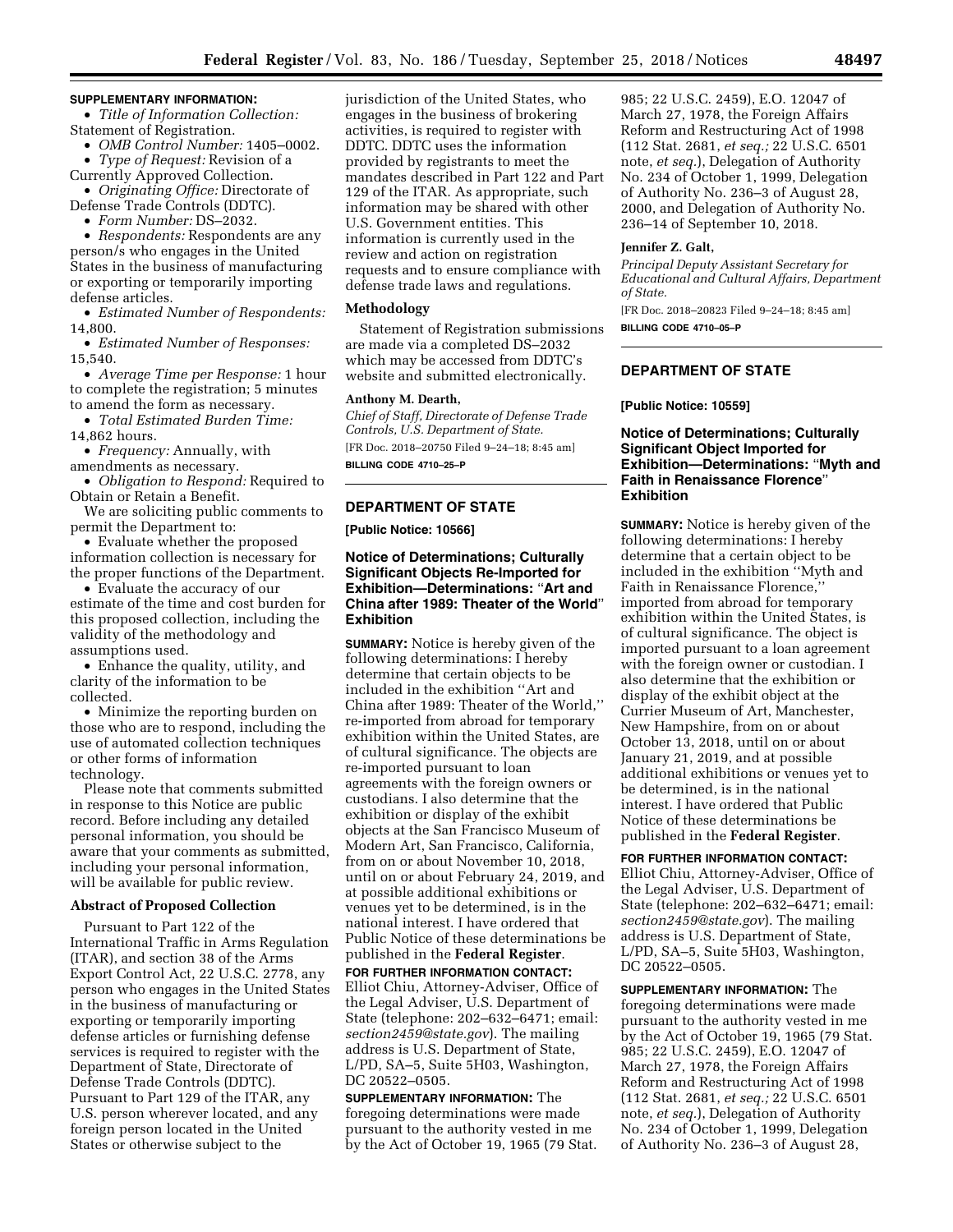**SUPPLEMENTARY INFORMATION:**

- *Title of Information Collection:* Statement of Registration.
- *OMB Control Number:* 1405–0002.
- *Type of Request:* Revision of a Currently Approved Collection.
- *Originating Office:* Directorate of Defense Trade Controls (DDTC).
- *Form Number:* DS–2032.
- *Respondents:* Respondents are any person/s who engages in the United States in the business of manufacturing or exporting or temporarily importing defense articles.
- *Estimated Number of Respondents:* 14,800.
- *Estimated Number of Responses:* 15,540.
- *Average Time per Response:* 1 hour to complete the registration; 5 minutes to amend the form as necessary.
- *Total Estimated Burden Time:* 14,862 hours.
- *Frequency:* Annually, with amendments as necessary.
- *Obligation to Respond:* Required to Obtain or Retain a Benefit.

We are soliciting public comments to permit the Department to:

- Evaluate whether the proposed information collection is necessary for the proper functions of the Department.
- Evaluate the accuracy of our estimate of the time and cost burden for this proposed collection, including the validity of the methodology and assumptions used.
- Enhance the quality, utility, and clarity of the information to be collected.
- Minimize the reporting burden on those who are to respond, including the use of automated collection techniques or other forms of information technology.

Please note that comments submitted in response to this Notice are public record. Before including any detailed personal information, you should be aware that your comments as submitted, including your personal information, will be available for public review.

**Abstract of Proposed Collection**

Pursuant to Part 122 of the International Traffic in Arms Regulation (ITAR), and section 38 of the Arms Export Control Act, 22 U.S.C. 2778, any person who engages in the United States in the business of manufacturing or exporting or temporarily importing defense articles or furnishing defense services is required to register with the Department of State, Directorate of Defense Trade Controls (DDTC). Pursuant to Part 129 of the ITAR, any U.S. person wherever located, and any foreign person located in the United States or otherwise subject to the jurisdiction of the United States, who engages in the business of brokering activities, is required to register with DDTC. DDTC uses the information provided by registrants to meet the mandates described in Part 122 and Part 129 of the ITAR. As appropriate, such information may be shared with other U.S. Government entities. This information is currently used in the review and action on registration requests and to ensure compliance with defense trade laws and regulations.

**Methodology**

Statement of Registration submissions are made via a completed DS–2032 which may be accessed from DDTC's website and submitted electronically.

**Anthony M. Dearth,**

*Chief of Staff, Directorate of Defense Trade Controls, U.S. Department of State.*

[FR Doc. 2018–20750 Filed 9–24–18; 8:45 am]

**BILLING CODE 4710–25–P**

---

## DEPARTMENT OF STATE

**[Public Notice: 10566]**

### Notice of Determinations; Culturally Significant Objects Re-Imported for Exhibition—Determinations: ''Art and China after 1989: Theater of the World'' Exhibition

**SUMMARY:** Notice is hereby given of the following determinations: I hereby determine that certain objects to be included in the exhibition ''Art and China after 1989: Theater of the World,'' re-imported from abroad for temporary exhibition within the United States, are of cultural significance. The objects are re-imported pursuant to loan agreements with the foreign owners or custodians. I also determine that the exhibition or display of the exhibit objects at the San Francisco Museum of Modern Art, San Francisco, California, from on or about November 10, 2018, until on or about February 24, 2019, and at possible additional exhibitions or venues yet to be determined, is in the national interest. I have ordered that Public Notice of these determinations be published in the **Federal Register**.

**FOR FURTHER INFORMATION CONTACT:** Elliot Chiu, Attorney-Adviser, Office of the Legal Adviser, U.S. Department of State (telephone: 202–632–6471; email: *section2459@state.gov*). The mailing address is U.S. Department of State, L/PD, SA–5, Suite 5H03, Washington, DC 20522–0505.

**SUPPLEMENTARY INFORMATION:** The foregoing determinations were made pursuant to the authority vested in me by the Act of October 19, 1965 (79 Stat. 985; 22 U.S.C. 2459), E.O. 12047 of March 27, 1978, the Foreign Affairs Reform and Restructuring Act of 1998 (112 Stat. 2681, *et seq.;* 22 U.S.C. 6501 note, *et seq.*), Delegation of Authority No. 234 of October 1, 1999, Delegation of Authority No. 236–3 of August 28, 2000, and Delegation of Authority No. 236–14 of September 10, 2018.

**Jennifer Z. Galt,**

*Principal Deputy Assistant Secretary for Educational and Cultural Affairs, Department of State.*

[FR Doc. 2018–20823 Filed 9–24–18; 8:45 am]

**BILLING CODE 4710–05–P**

---

## DEPARTMENT OF STATE

**[Public Notice: 10559]**

### Notice of Determinations; Culturally Significant Object Imported for Exhibition—Determinations: ''Myth and Faith in Renaissance Florence'' Exhibition

**SUMMARY:** Notice is hereby given of the following determinations: I hereby determine that a certain object to be included in the exhibition ''Myth and Faith in Renaissance Florence,'' imported from abroad for temporary exhibition within the United States, is of cultural significance. The object is imported pursuant to a loan agreement with the foreign owner or custodian. I also determine that the exhibition or display of the exhibit object at the Currier Museum of Art, Manchester, New Hampshire, from on or about October 13, 2018, until on or about January 21, 2019, and at possible additional exhibitions or venues yet to be determined, is in the national interest. I have ordered that Public Notice of these determinations be published in the **Federal Register**.

**FOR FURTHER INFORMATION CONTACT:** Elliot Chiu, Attorney-Adviser, Office of the Legal Adviser, U.S. Department of State (telephone: 202–632–6471; email: *section2459@state.gov*). The mailing address is U.S. Department of State, L/PD, SA–5, Suite 5H03, Washington, DC 20522–0505.

**SUPPLEMENTARY INFORMATION:** The foregoing determinations were made pursuant to the authority vested in me by the Act of October 19, 1965 (79 Stat. 985; 22 U.S.C. 2459), E.O. 12047 of March 27, 1978, the Foreign Affairs Reform and Restructuring Act of 1998 (112 Stat. 2681, *et seq.;* 22 U.S.C. 6501 note, *et seq.*), Delegation of Authority No. 234 of October 1, 1999, Delegation of Authority No. 236–3 of August 28,